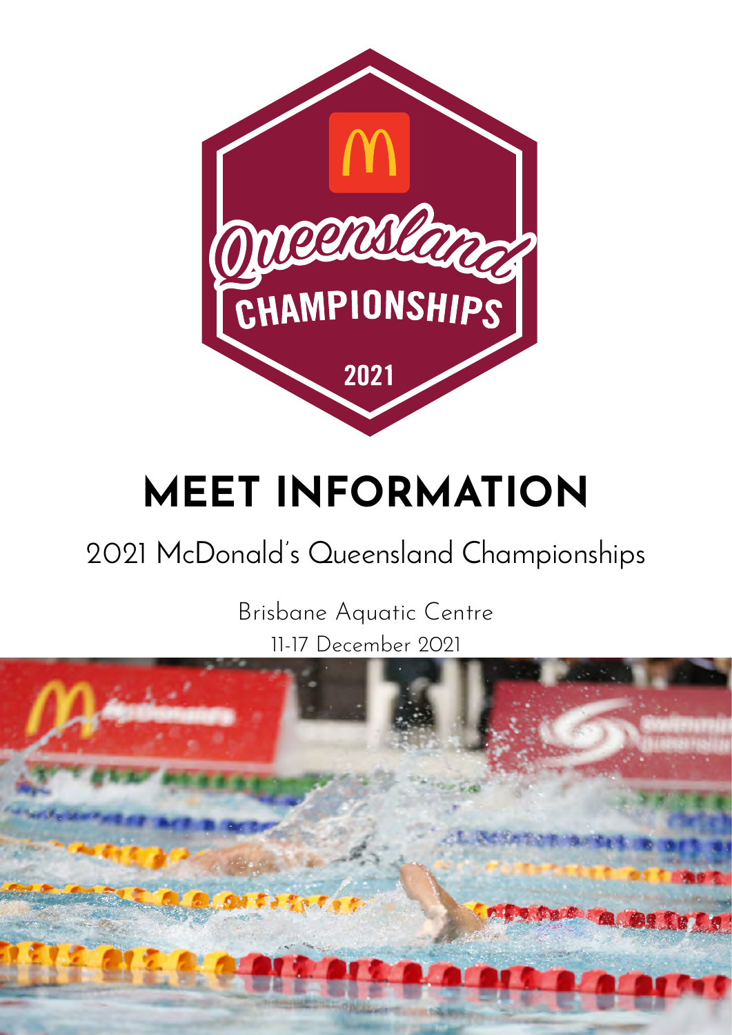# MEET INFORMATION

## 2021 McDonald's Queensland Championships

Brisbane Aquatic Centre

11-17 December 2021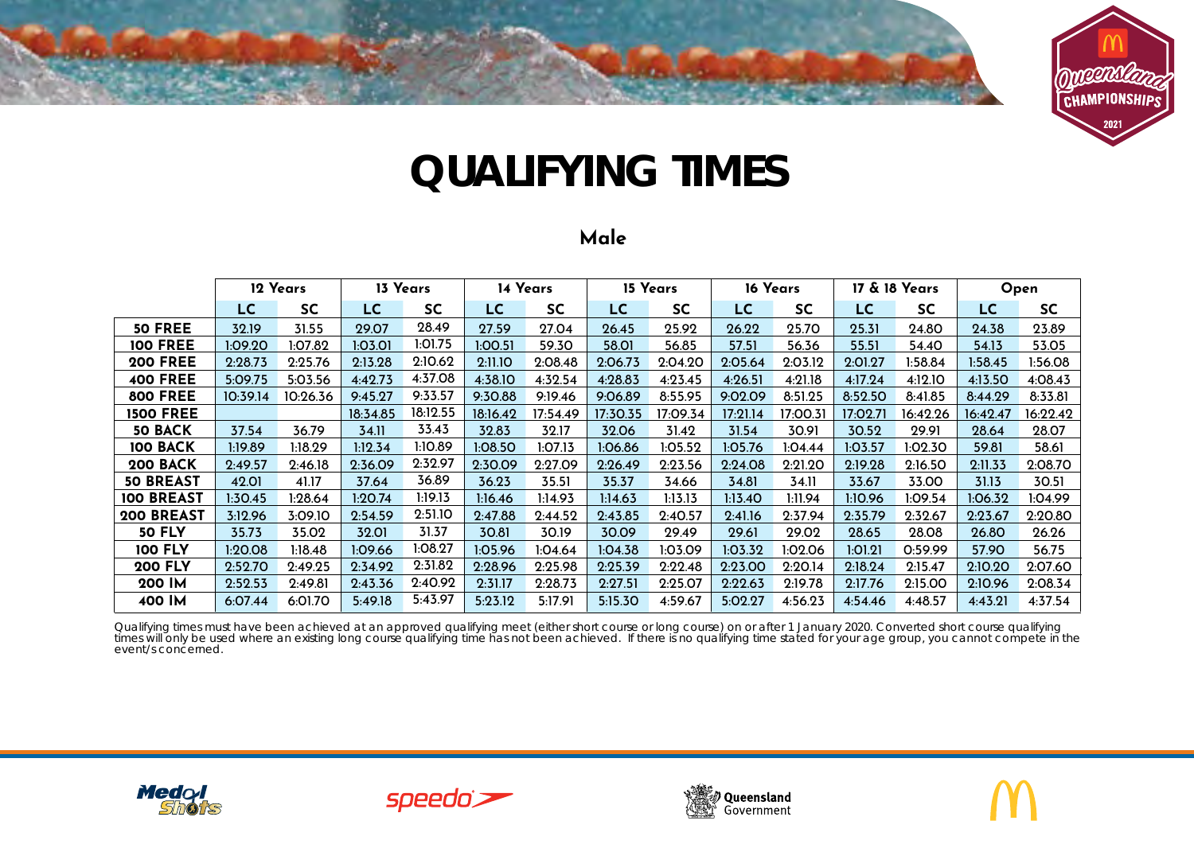# QUALIFYING TIMES

## Male

| | 12 Years | | 13 Years | | 14 Years | | 15 Years | | 16 Years | | 17 & 18 Years | | Open | |
|---|---|---|---|---|---|---|---|---|---|---|---|---|---|---|
| | LC | SC | LC | SC | LC | SC | LC | SC | LC | SC | LC | SC | LC | SC |
| **50 FREE** | 32.19 | 31.55 | 29.07 | 28.49 | 27.59 | 27.04 | 26.45 | 25.92 | 26.22 | 25.70 | 25.31 | 24.80 | 24.38 | 23.89 |
| **100 FREE** | 1:09.20 | 1:07.82 | 1:03.01 | 1:01.75 | 1:00.51 | 59.30 | 58.01 | 56.85 | 57.51 | 56.36 | 55.51 | 54.40 | 54.13 | 53.05 |
| **200 FREE** | 2:28.73 | 2:25.76 | 2:13.28 | 2:10.62 | 2:11.10 | 2:08.48 | 2:06.73 | 2:04.20 | 2:05.64 | 2:03.12 | 2:01.27 | 1:58.84 | 1:58.45 | 1:56.08 |
| **400 FREE** | 5:09.75 | 5:03.56 | 4:42.73 | 4:37.08 | 4:38.10 | 4:32.54 | 4:28.83 | 4:23.45 | 4:26.51 | 4:21.18 | 4:17.24 | 4:12.10 | 4:13.50 | 4:08.43 |
| **800 FREE** | 10:39.14 | 10:26.36 | 9:45.27 | 9:33.57 | 9:30.88 | 9:19.46 | 9:06.89 | 8:55.95 | 9:02.09 | 8:51.25 | 8:52.50 | 8:41.85 | 8:44.29 | 8:33.81 |
| **1500 FREE** | | | 18:34.85 | 18:12.55 | 18:16.42 | 17:54.49 | 17:30.35 | 17:09.34 | 17:21.14 | 17:00.31 | 17:02.71 | 16:42.26 | 16:42.47 | 16:22.42 |
| **50 BACK** | 37.54 | 36.79 | 34.11 | 33.43 | 32.83 | 32.17 | 32.06 | 31.42 | 31.54 | 30.91 | 30.52 | 29.91 | 28.64 | 28.07 |
| **100 BACK** | 1:19.89 | 1:18.29 | 1:12.34 | 1:10.89 | 1:08.50 | 1:07.13 | 1:06.86 | 1:05.52 | 1:05.76 | 1:04.44 | 1:03.57 | 1:02.30 | 59.81 | 58.61 |
| **200 BACK** | 2:49.57 | 2:46.18 | 2:36.09 | 2:32.97 | 2:30.09 | 2:27.09 | 2:26.49 | 2:23.56 | 2:24.08 | 2:21.20 | 2:19.28 | 2:16.50 | 2:11.33 | 2:08.70 |
| **50 BREAST** | 42.01 | 41.17 | 37.64 | 36.89 | 36.23 | 35.51 | 35.37 | 34.66 | 34.81 | 34.11 | 33.67 | 33.00 | 31.13 | 30.51 |
| **100 BREAST** | 1:30.45 | 1:28.64 | 1:20.74 | 1:19.13 | 1:16.46 | 1:14.93 | 1:14.63 | 1:13.13 | 1:13.40 | 1:11.94 | 1:10.96 | 1:09.54 | 1:06.32 | 1:04.99 |
| **200 BREAST** | 3:12.96 | 3:09.10 | 2:54.59 | 2:51.10 | 2:47.88 | 2:44.52 | 2:43.85 | 2:40.57 | 2:41.16 | 2:37.94 | 2:35.79 | 2:32.67 | 2:23.67 | 2:20.80 |
| **50 FLY** | 35.73 | 35.02 | 32.01 | 31.37 | 30.81 | 30.19 | 30.09 | 29.49 | 29.61 | 29.02 | 28.65 | 28.08 | 26.80 | 26.26 |
| **100 FLY** | 1:20.08 | 1:18.48 | 1:09.66 | 1:08.27 | 1:05.96 | 1:04.64 | 1:04.38 | 1:03.09 | 1:03.32 | 1:02.06 | 1:01.21 | 0:59.99 | 57.90 | 56.75 |
| **200 FLY** | 2:52.70 | 2:49.25 | 2:34.92 | 2:31.82 | 2:28.96 | 2:25.98 | 2:25.39 | 2:22.48 | 2:23.00 | 2:20.14 | 2:18.24 | 2:15.47 | 2:10.20 | 2:07.60 |
| **200 IM** | 2:52.53 | 2:49.81 | 2:43.36 | 2:40.92 | 2:31.17 | 2:28.73 | 2:27.51 | 2:25.07 | 2:22.63 | 2:19.78 | 2:17.76 | 2:15.00 | 2:10.96 | 2:08.34 |
| **400 IM** | 6:07.44 | 6:01.70 | 5:49.18 | 5:43.97 | 5:23.12 | 5:17.91 | 5:15.30 | 4:59.67 | 5:02.27 | 4:56.23 | 4:54.46 | 4:48.57 | 4:43.21 | 4:37.54 |

Qualifying times must have been achieved at an approved qualifying meet (either short course or long course) on or after 1 January 2020. Converted short course qualifying times will only be used where an existing long course qualifying time has not been achieved. If there is no qualifying time stated for your age group, you cannot compete in the event/s concerned.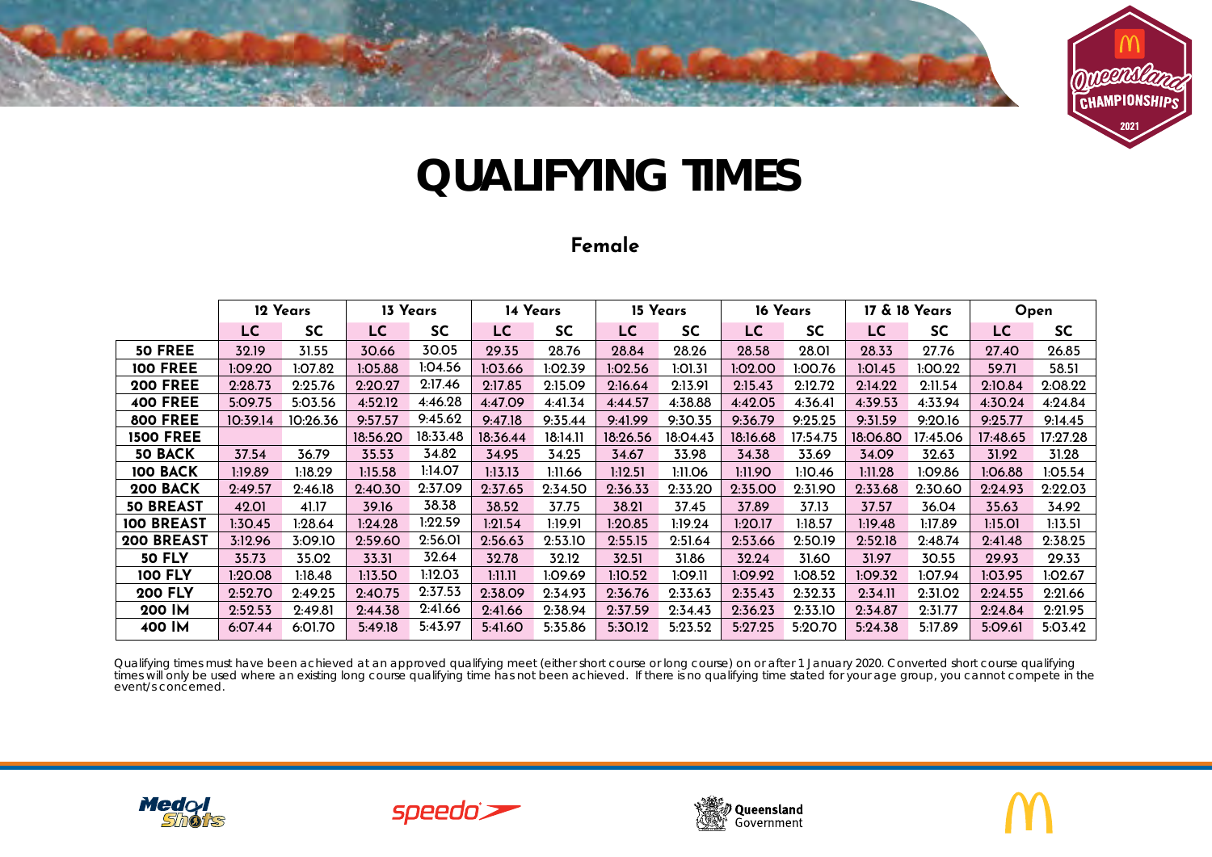# QUALIFYING TIMES

## Female

| | 12 Years | | 13 Years | | 14 Years | | 15 Years | | 16 Years | | 17 & 18 Years | | Open | |
|---|---|---|---|---|---|---|---|---|---|---|---|---|---|---|
| | LC | SC | LC | SC | LC | SC | LC | SC | LC | SC | LC | SC | LC | SC |
| 50 FREE | 32.19 | 31.55 | 30.66 | 30.05 | 29.35 | 28.76 | 28.84 | 28.26 | 28.58 | 28.01 | 28.33 | 27.76 | 27.40 | 26.85 |
| 100 FREE | 1:09.20 | 1:07.82 | 1:05.88 | 1:04.56 | 1:03.66 | 1:02.39 | 1:02.56 | 1:01.31 | 1:02.00 | 1:00.76 | 1:01.45 | 1:00.22 | 59.71 | 58.51 |
| 200 FREE | 2:28.73 | 2:25.76 | 2:20.27 | 2:17.46 | 2:17.85 | 2:15.09 | 2:16.64 | 2:13.91 | 2:15.43 | 2:12.72 | 2:14.22 | 2:11.54 | 2:10.84 | 2:08.22 |
| 400 FREE | 5:09.75 | 5:03.56 | 4:52.12 | 4:46.28 | 4:47.09 | 4:41.34 | 4:44.57 | 4:38.88 | 4:42.05 | 4:36.41 | 4:39.53 | 4:33.94 | 4:30.24 | 4:24.84 |
| 800 FREE | 10:39.14 | 10:26.36 | 9:57.57 | 9:45.62 | 9:47.18 | 9:35.44 | 9:41.99 | 9:30.35 | 9:36.79 | 9:25.25 | 9:31.59 | 9:20.16 | 9:25.77 | 9:14.45 |
| 1500 FREE | | | 18:56.20 | 18:33.48 | 18:36.44 | 18:14.11 | 18:26.56 | 18:04.43 | 18:16.68 | 17:54.75 | 18:06.80 | 17:45.06 | 17:48.65 | 17:27.28 |
| 50 BACK | 37.54 | 36.79 | 35.53 | 34.82 | 34.95 | 34.25 | 34.67 | 33.98 | 34.38 | 33.69 | 34.09 | 32.63 | 31.92 | 31.28 |
| 100 BACK | 1:19.89 | 1:18.29 | 1:15.58 | 1:14.07 | 1:13.13 | 1:11.66 | 1:12.51 | 1:11.06 | 1:11.90 | 1:10.46 | 1:11.28 | 1:09.86 | 1:06.88 | 1:05.54 |
| 200 BACK | 2:49.57 | 2:46.18 | 2:40.30 | 2:37.09 | 2:37.65 | 2:34.50 | 2:36.33 | 2:33.20 | 2:35.00 | 2:31.90 | 2:33.68 | 2:30.60 | 2:24.93 | 2:22.03 |
| 50 BREAST | 42.01 | 41.17 | 39.16 | 38.38 | 38.52 | 37.75 | 38.21 | 37.45 | 37.89 | 37.13 | 37.57 | 36.04 | 35.63 | 34.92 |
| 100 BREAST | 1:30.45 | 1:28.64 | 1:24.28 | 1:22.59 | 1:21.54 | 1:19.91 | 1:20.85 | 1:19.24 | 1:20.17 | 1:18.57 | 1:19.48 | 1:17.89 | 1:15.01 | 1:13.51 |
| 200 BREAST | 3:12.96 | 3:09.10 | 2:59.60 | 2:56.01 | 2:56.63 | 2:53.10 | 2:55.15 | 2:51.64 | 2:53.66 | 2:50.19 | 2:52.18 | 2:48.74 | 2:41.48 | 2:38.25 |
| 50 FLY | 35.73 | 35.02 | 33.31 | 32.64 | 32.78 | 32.12 | 32.51 | 31.86 | 32.24 | 31.60 | 31.97 | 30.55 | 29.93 | 29.33 |
| 100 FLY | 1:20.08 | 1:18.48 | 1:13.50 | 1:12.03 | 1:11.11 | 1:09.69 | 1:10.52 | 1:09.11 | 1:09.92 | 1:08.52 | 1:09.32 | 1:07.94 | 1:03.95 | 1:02.67 |
| 200 FLY | 2:52.70 | 2:49.25 | 2:40.75 | 2:37.53 | 2:38.09 | 2:34.93 | 2:36.76 | 2:33.63 | 2:35.43 | 2:32.33 | 2:34.11 | 2:31.02 | 2:24.55 | 2:21.66 |
| 200 IM | 2:52.53 | 2:49.81 | 2:44.38 | 2:41.66 | 2:41.66 | 2:38.94 | 2:37.59 | 2:34.43 | 2:36.23 | 2:33.10 | 2:34.87 | 2:31.77 | 2:24.84 | 2:21.95 |
| 400 IM | 6:07.44 | 6:01.70 | 5:49.18 | 5:43.97 | 5:41.60 | 5:35.86 | 5:30.12 | 5:23.52 | 5:27.25 | 5:20.70 | 5:24.38 | 5:17.89 | 5:09.61 | 5:03.42 |

Qualifying times must have been achieved at an approved qualifying meet (either short course or long course) on or after 1 January 2020. Converted short course qualifying times will only be used where an existing long course qualifying time has not been achieved. If there is no qualifying time stated for your age group, you cannot compete in the event/s concerned.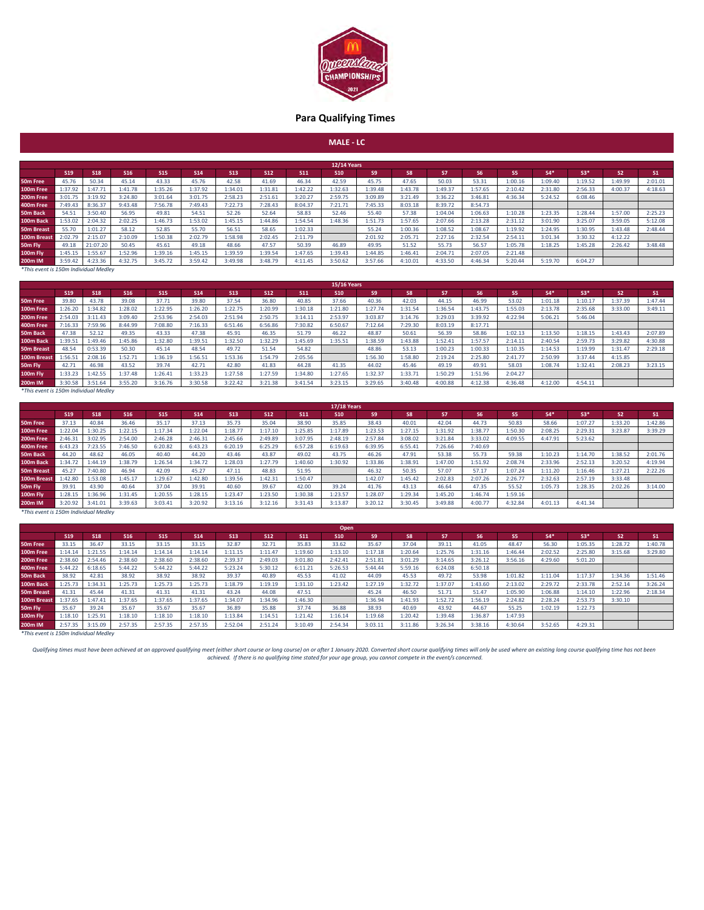# Queensland Championships 2021

## Para Qualifying Times

## MALE - LC

### 12/14 Years

| | S19 | S18 | S16 | S15 | S14 | S13 | S12 | S11 | S10 | S9 | S8 | S7 | S6 | S5 | S4* | S3* | S2 | S1 |
|---|---|---|---|---|---|---|---|---|---|---|---|---|---|---|---|---|---|---|
| 50m Free | 45.76 | 50.34 | 45.14 | 43.33 | 45.76 | 42.58 | 41.69 | 46.34 | 42.59 | 45.75 | 47.65 | 50.03 | 53.31 | 1:00.16 | 1:09.40 | 1:19.52 | 1:49.99 | 2:01.01 |
| 100m Free | 1:37.92 | 1:47.71 | 1:41.78 | 1:35.26 | 1:37.92 | 1:34.01 | 1:31.81 | 1:42.22 | 1:32.63 | 1:39.48 | 1:43.78 | 1:49.37 | 1:57.65 | 2:10.42 | 2:31.80 | 2:56.33 | 4:00.37 | 4:18.63 |
| 200m Free | 3:01.75 | 3:19.92 | 3:24.80 | 3:01.64 | 3:01.75 | 2:58.23 | 2:51.61 | 3:20.27 | 2:59.75 | 3:09.89 | 3:21.49 | 3:36.22 | 3:46.81 | 4:36.34 | 5:24.52 | 6:08.46 | | |
| 400m Free | 7:49.43 | 8:36.37 | 9:43.48 | 7:56.78 | 7:49.43 | 7:22.73 | 7:28.43 | 8:04.37 | 7:21.71 | 7:45.33 | 8:03.18 | 8:39.72 | 8:54.73 | | | | | |
| 50m Back | 54.51 | 3:50.40 | 56.95 | 49.81 | 54.51 | 52.26 | 52.64 | 58.83 | 52.46 | 55.40 | 57.38 | 1:04.04 | 1:06.63 | 1:10.28 | 1:23.35 | 1:28.44 | 1:57.00 | 2:25.23 |
| 100m Back | 1:53.02 | 2:04.32 | 2:02.25 | 1:46.73 | 1:53.02 | 1:45.15 | 1:44.86 | 1:54.54 | 1:48.36 | 1:51.73 | 1:57.65 | 2:07.66 | 2:13.28 | 2:31.12 | 3:01.90 | 3:25.07 | 3:59.05 | 5:12.08 |
| 50m Breast | 55.70 | 1:01.27 | 58.12 | 52.85 | 55.70 | 56.51 | 58.65 | 1:02.33 | | 55.24 | 1:00.36 | 1:08.52 | 1:08.67 | 1:19.92 | 1:24.95 | 1:30.95 | 1:43.48 | 2:48.44 |
| 100m Breast | 2:02.79 | 2:15.07 | 2:10.09 | 1:50.38 | 2:02.79 | 1:58.98 | 2:02.45 | 2:11.79 | | 2:01.92 | 2:05.71 | 2:27.16 | 2:32.54 | 2:54.11 | 3:01.34 | 3:30.32 | 4:12.22 | |
| 50m Fly | 49.18 | 21:07.20 | 50.45 | 45.61 | 49.18 | 48.66 | 47.57 | 50.39 | 46.89 | 49.95 | 51.52 | 55.73 | 56.57 | 1:05.78 | 1:18.25 | 1:45.28 | 2:26.42 | 3:48.48 |
| 100m Fly | 1:45.15 | 1:55.67 | 1:52.96 | 1:39.16 | 1:45.15 | 1:39.59 | 1:39.54 | 1:47.65 | 1:39.43 | 1:44.85 | 1:46.41 | 2:04.71 | 2:07.05 | 2:21.48 | | | | |
| 200m IM | 3:59.42 | 4:23.36 | 4:32.75 | 3:45.72 | 3:59.42 | 3:49.98 | 3:48.79 | 4:11.45 | 3:50.62 | 3:57.66 | 4:10.01 | 4:33.50 | 4:46.34 | 5:20.44 | 5:19.70 | 6:04.27 | | |

*This event is 150m Individual Medley

### 15/16 Years

| | S19 | S18 | S16 | S15 | S14 | S13 | S12 | S11 | S10 | S9 | S8 | S7 | S6 | S5 | S4* | S3* | S2 | S1 |
|---|---|---|---|---|---|---|---|---|---|---|---|---|---|---|---|---|---|---|
| 50m Free | 39.80 | 43.78 | 39.08 | 37.71 | 39.80 | 37.54 | 36.80 | 40.85 | 37.66 | 40.36 | 42.03 | 44.15 | 46.99 | 53.02 | 1:01.18 | 1:10.17 | 1:37.39 | 1:47.44 |
| 100m Free | 1:26.20 | 1:34.82 | 1:28.02 | 1:22.95 | 1:26.20 | 1:22.75 | 1:20.99 | 1:30.18 | 1:21.80 | 1:27.74 | 1:31.54 | 1:36.54 | 1:43.75 | 1:55.03 | 2:13.78 | 2:35.68 | 3:33.00 | 3:49.11 |
| 200m Free | 2:54.03 | 3:11.43 | 3:09.40 | 2:53.96 | 2:54.03 | 2:51.94 | 2:50.75 | 3:14.11 | 2:53.97 | 3:03.87 | 3:14.76 | 3:29.03 | 3:39.92 | 4:22.94 | 5:06.21 | 5:46.04 | | |
| 400m Free | 7:16.33 | 7:59.96 | 8:44.99 | 7:08.80 | 7:16.33 | 6:51.46 | 6:56.86 | 7:30.82 | 6:50.67 | 7:12.64 | 7:29.30 | 8:03.19 | 8:17.71 | | | | | |
| 50m Back | 47.38 | 52.12 | 49.35 | 43.33 | 47.38 | 45.91 | 46.35 | 51.79 | 46.22 | 48.87 | 50.61 | 56.39 | 58.86 | 1:02.13 | 1:13.50 | 1:18.15 | 1:43.43 | 2:07.89 |
| 100m Back | 1:39.51 | 1:49.46 | 1:45.86 | 1:32.80 | 1:39.51 | 1:32.50 | 1:32.29 | 1:45.69 | 1:35.51 | 1:38.59 | 1:43.88 | 1:52.41 | 1:57.57 | 2:14.11 | 2:40.54 | 2:59.73 | 3:29.82 | 4:30.88 |
| 50m Breast | 48.54 | 0:53.39 | 50.30 | 45.14 | 48.54 | 49.72 | 51.54 | 54.82 | | 48.86 | 53.13 | 1:00.23 | 1:00.33 | 1:10.35 | 1:14.53 | 1:19.99 | 1:31.47 | 2:29.18 |
| 100m Breast | 1:56.51 | 2:08.16 | 1:52.71 | 1:36.19 | 1:56.51 | 1:53.36 | 1:54.79 | 2:05.56 | | 1:56.30 | 1:58.80 | 2:19.24 | 2:25.80 | 2:41.77 | 2:50.99 | 3:37.44 | 4:15.85 | |
| 50m Fly | 42.71 | 46.98 | 43.52 | 39.74 | 42.71 | 42.80 | 41.83 | 44.28 | 41.35 | 44.02 | 45.46 | 49.19 | 49.91 | 58.03 | 1:08.74 | 1:32.41 | 2:08.23 | 3:23.15 |
| 100m Fly | 1:33.23 | 1:42.55 | 1:37.48 | 1:26.41 | 1:33.23 | 1:27.58 | 1:27.59 | 1:34.80 | 1:27.65 | 1:32.37 | 1:33.71 | 1:50.29 | 1:51.96 | 2:04.27 | | | | |
| 200m IM | 3:30.58 | 3:51.64 | 3:55.20 | 3:16.76 | 3:30.58 | 3:22.42 | 3:21.38 | 3:41.54 | 3:23.15 | 3:29.65 | 3:40.48 | 4:00.88 | 4:12.38 | 4:36.48 | 4:12.00 | 4:54.11 | | |

*This event is 150m Individual Medley

### 17/18 Years

| | S19 | S18 | S16 | S15 | S14 | S13 | S12 | S11 | S10 | S9 | S8 | S7 | S6 | S5 | S4* | S3* | S2 | S1 |
|---|---|---|---|---|---|---|---|---|---|---|---|---|---|---|---|---|---|---|
| 50m Free | 37.13 | 40.84 | 36.46 | 35.17 | 37.13 | 35.73 | 35.04 | 38.90 | 35.85 | 38.43 | 40.01 | 42.04 | 44.73 | 50.83 | 58.66 | 1:07.27 | 1:33.20 | 1:42.86 |
| 100m Free | 1:22.04 | 1:30.25 | 1:22.15 | 1:17.34 | 1:22.04 | 1:18.77 | 1:17.10 | 1:25.85 | 1:17.89 | 1:23.53 | 1:27.15 | 1:31.92 | 1:38.77 | 1:50.30 | 2:08.25 | 2:29.31 | 3:23.87 | 3:39.29 |
| 200m Free | 2:46.31 | 3:02.95 | 2:54.00 | 2:46.28 | 2:46.31 | 2:45.66 | 2:49.89 | 3:07.95 | 2:48.19 | 2:57.84 | 3:08.02 | 3:21.84 | 3:33.02 | 4:09.55 | 4:47.91 | 5:23.62 | | |
| 400m Free | 6:43.23 | 7:23.55 | 7:46.50 | 6:20.82 | 6:43.23 | 6:20.19 | 6:25.29 | 6:57.28 | 6:19.63 | 6:39.95 | 6:55.41 | 7:26.66 | 7:40.69 | | | | | |
| 50m Back | 44.20 | 48.62 | 46.05 | 40.40 | 44.20 | 43.46 | 43.87 | 49.02 | 43.75 | 46.26 | 47.91 | 53.38 | 55.73 | 59.38 | 1:10.23 | 1:14.70 | 1:38.52 | 2:01.76 |
| 100m Back | 1:34.72 | 1:44.19 | 1:38.79 | 1:26.54 | 1:34.72 | 1:28.03 | 1:27.79 | 1:40.60 | 1:30.92 | 1:33.86 | 1:38.91 | 1:47.00 | 1:51.92 | 2:08.74 | 2:33.96 | 2:52.13 | 3:20.52 | 4:19.94 |
| 50m Breast | 45.27 | 7:40.80 | 46.94 | 42.09 | 45.27 | 47.11 | 48.83 | 51.95 | | 46.32 | 50.35 | 57.07 | 57.17 | 1:07.24 | 1:11.20 | 1:16.46 | 1:27.21 | 2:22.26 |
| 100m Breast | 1:42.80 | 1:53.08 | 1:45.17 | 1:29.67 | 1:42.80 | 1:39.56 | 1:42.31 | 1:50.47 | | 1:42.07 | 1:45.42 | 2:02.83 | 2:07.26 | 2:26.77 | 2:32.63 | 2:57.19 | 3:33.48 | |
| 50m Fly | 39.91 | 43.90 | 40.64 | 37.04 | 39.91 | 40.60 | 39.67 | 42.00 | 39.24 | 41.76 | 43.13 | 46.64 | 47.35 | 55.52 | 1:05.73 | 1:28.35 | 2:02.26 | 3:14.00 |
| 100m Fly | 1:28.15 | 1:36.96 | 1:31.45 | 1:20.55 | 1:28.15 | 1:23.47 | 1:23.50 | 1:30.38 | 1:23.57 | 1:28.07 | 1:29.34 | 1:45.20 | 1:46.74 | 1:59.16 | | | | |
| 200m IM | 3:20.92 | 3:41.01 | 3:39.63 | 3:03.41 | 3:20.92 | 3:13.16 | 3:12.16 | 3:31.43 | 3:13.87 | 3:20.12 | 3:30.45 | 3:49.88 | 4:00.77 | 4:32.84 | 4:01.13 | 4:41.34 | | |

*This event is 150m Individual Medley

### Open

| | S19 | S18 | S16 | S15 | S14 | S13 | S12 | S11 | S10 | S9 | S8 | S7 | S6 | S5 | S4* | S3* | S2 | S1 |
|---|---|---|---|---|---|---|---|---|---|---|---|---|---|---|---|---|---|---|
| 50m Free | 33.15 | 36.47 | 33.15 | 33.15 | 33.15 | 32.87 | 32.71 | 35.83 | 33.62 | 35.67 | 37.04 | 39.11 | 41.05 | 48.47 | 56.30 | 1:05.35 | 1:28.72 | 1:40.78 |
| 100m Free | 1:14.14 | 1:21.55 | 1:14.14 | 1:14.14 | 1:14.14 | 1:11.15 | 1:11.47 | 1:19.60 | 1:13.10 | 1:17.18 | 1:20.64 | 1:25.76 | 1:31.16 | 1:46.44 | 2:02.52 | 2:25.80 | 3:15.68 | 3:29.80 |
| 200m Free | 2:38.60 | 2:54.46 | 2:38.60 | 2:38.60 | 2:38.60 | 2:39.37 | 2:49.03 | 3:01.80 | 2:42.41 | 2:51.81 | 3:01.29 | 3:14.65 | 3:26.12 | 3:56.16 | 4:29.60 | 5:01.20 | | |
| 400m Free | 5:44.22 | 6:18.65 | 5:44.22 | 5:44.22 | 5:44.22 | 5:23.24 | 5:30.12 | 6:11.21 | 5:26.53 | 5:44.44 | 5:59.16 | 6:24.08 | 6:50.18 | | | | | |
| 50m Back | 38.92 | 42.81 | 38.92 | 38.92 | 38.92 | 39.37 | 40.89 | 45.53 | 41.02 | 44.09 | 45.53 | 49.72 | 53.98 | 1:01.82 | 1:11.04 | 1:17.37 | 1:34.36 | 1:51.46 |
| 100m Back | 1:25.73 | 1:34.31 | 1:25.73 | 1:25.73 | 1:25.73 | 1:18.79 | 1:19.19 | 1:31.10 | 1:23.42 | 1:27.19 | 1:32.72 | 1:37.07 | 1:43.60 | 2:13.02 | 2:29.72 | 2:33.78 | 2:52.14 | 3:26.24 |
| 50m Breast | 41.31 | 45.44 | 41.31 | 41.31 | 41.31 | 43.24 | 44.08 | 47.51 | | 45.24 | 46.50 | 51.71 | 51.47 | 1:05.90 | 1:06.88 | 1:14.10 | 1:22.96 | 2:18.34 |
| 100m Breast | 1:37.65 | 1:47.41 | 1:37.65 | 1:37.65 | 1:37.65 | 1:34.07 | 1:34.96 | 1:46.30 | | 1:36.94 | 1:41.93 | 1:52.72 | 1:56.19 | 2:24.82 | 2:28.24 | 2:53.73 | 3:30.10 | |
| 50m Fly | 35.67 | 39.24 | 35.67 | 35.67 | 35.67 | 36.89 | 35.88 | 37.74 | 36.88 | 38.93 | 40.69 | 43.92 | 44.67 | 55.25 | 1:02.19 | 1:22.73 | | |
| 100m Fly | 1:18.10 | 1:25.91 | 1:18.10 | 1:18.10 | 1:18.10 | 1:13.84 | 1:14.51 | 1:21.42 | 1:16.14 | 1:19.68 | 1:20.42 | 1:39.48 | 1:36.87 | 1:47.93 | | | | |
| 200m IM | 2:57.35 | 3:15.09 | 2:57.35 | 2:57.35 | 2:57.35 | 2:52.04 | 2:51.24 | 3:10.49 | 2:54.34 | 3:03.11 | 3:11.86 | 3:26.34 | 3:38.16 | 4:30.64 | 3:52.65 | 4:29.31 | | |

*This event is 150m Individual Medley

*Qualifying times must have been achieved at an approved qualifying meet (either short course or long course) on or after 1 January 2020. Converted short course qualifying times will only be used where an existing long course qualifying time has not been achieved. If there is no qualifying time stated for your age group, you cannot compete in the event/s concerned.*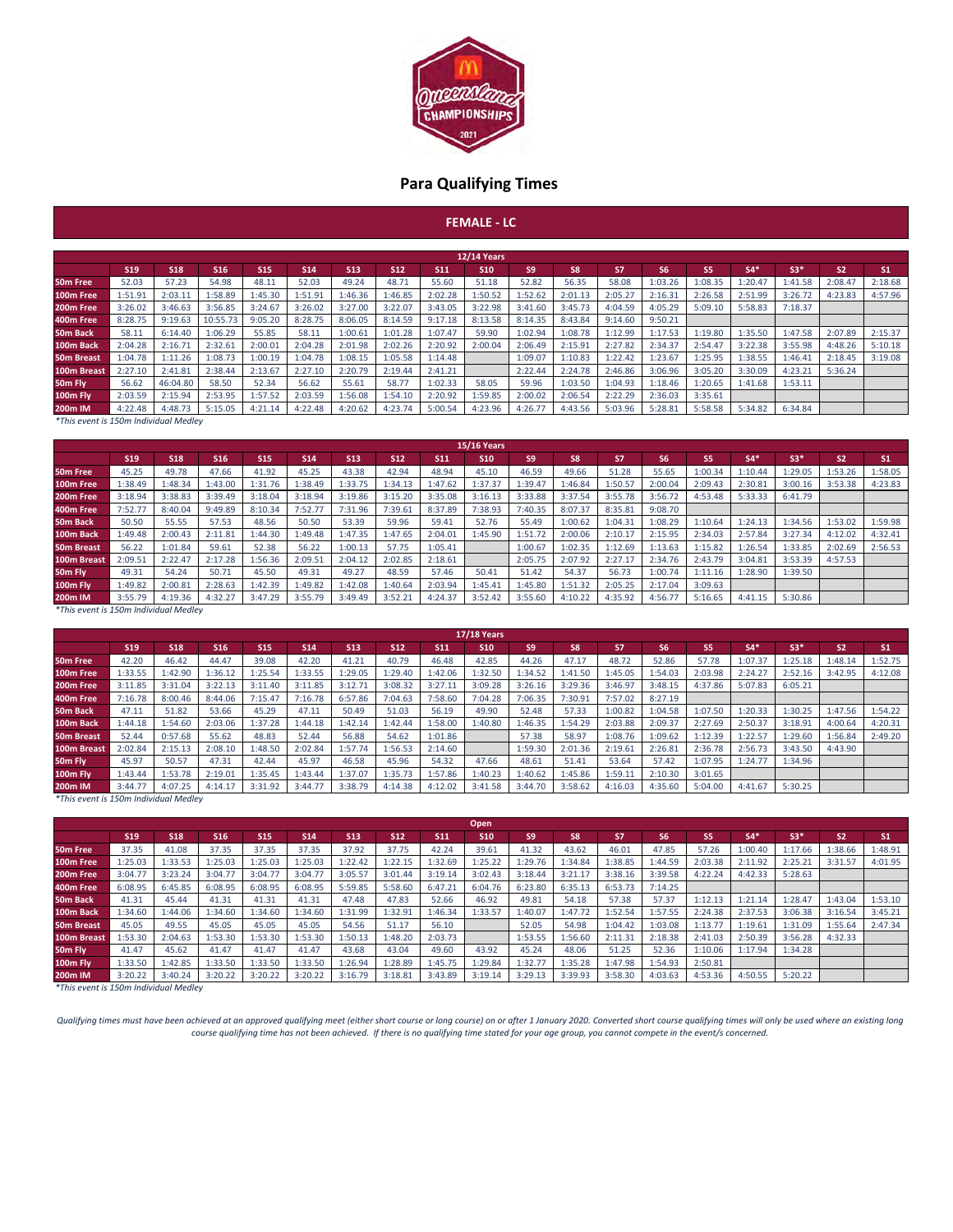# Para Qualifying Times

## FEMALE - LC

| 12/14 Years | S19 | S18 | S16 | S15 | S14 | S13 | S12 | S11 | S10 | S9 | S8 | S7 | S6 | S5 | S4* | S3* | S2 | S1 |
|---|---|---|---|---|---|---|---|---|---|---|---|---|---|---|---|---|---|---|
| 50m Free | 52.03 | 57.23 | 54.98 | 48.11 | 52.03 | 49.24 | 48.71 | 55.60 | 51.18 | 52.82 | 56.35 | 58.08 | 1:03.26 | 1:08.35 | 1:20.47 | 1:41.58 | 2:08.47 | 2:18.68 |
| 100m Free | 1:51.91 | 2:03.11 | 1:58.89 | 1:45.30 | 1:51.91 | 1:46.36 | 1:46.85 | 2:02.28 | 1:50.52 | 1:52.62 | 2:01.13 | 2:05.27 | 2:16.31 | 2:26.58 | 2:51.99 | 3:26.72 | 4:23.83 | 4:57.96 |
| 200m Free | 3:26.02 | 3:46.63 | 3:56.85 | 3:24.67 | 3:26.02 | 3:27.00 | 3:22.07 | 3:43.05 | 3:22.98 | 3:41.60 | 3:45.73 | 4:04.59 | 4:05.29 | 5:09.10 | 5:58.83 | 7:18.37 | | |
| 400m Free | 8:28.75 | 9:19.63 | 10:55.73 | 9:05.20 | 8:28.75 | 8:06.05 | 8:14.59 | 9:17.18 | 8:13.58 | 8:14.35 | 8:43.84 | 9:14.60 | 9:50.21 | | | | | |
| 50m Back | 58.11 | 6:14.40 | 1:06.29 | 55.85 | 58.11 | 1:00.61 | 1:01.28 | 1:07.47 | 59.90 | 1:02.94 | 1:08.78 | 1:12.99 | 1:17.53 | 1:19.80 | 1:35.50 | 1:47.58 | 2:07.89 | 2:15.37 |
| 100m Back | 2:04.28 | 2:16.71 | 2:32.61 | 2:00.01 | 2:04.28 | 2:01.98 | 2:02.26 | 2:20.92 | 2:00.04 | 2:06.49 | 2:15.91 | 2:27.82 | 2:34.37 | 2:54.47 | 3:22.38 | 3:55.98 | 4:48.26 | 5:10.18 |
| 50m Breast | 1:04.78 | 1:11.26 | 1:08.73 | 1:00.19 | 1:04.78 | 1:08.15 | 1:05.58 | 1:14.48 | | 1:09.07 | 1:10.83 | 1:22.42 | 1:23.67 | 1:25.95 | 1:38.55 | 1:46.41 | 2:18.45 | 3:19.08 |
| 100m Breast | 2:27.10 | 2:41.81 | 2:38.44 | 2:13.67 | 2:27.10 | 2:20.79 | 2:19.44 | 2:41.21 | | 2:22.44 | 2:24.78 | 2:46.86 | 3:06.96 | 3:05.20 | 3:30.09 | 4:23.21 | 5:36.24 | |
| 50m Fly | 56.62 | 46:04.80 | 58.50 | 52.34 | 56.62 | 55.61 | 58.77 | 1:02.33 | 58.05 | 59.96 | 1:03.50 | 1:04.93 | 1:18.46 | 1:20.65 | 1:41.68 | 1:53.11 | | |
| 100m Fly | 2:03.59 | 2:15.94 | 2:53.95 | 1:57.52 | 2:03.59 | 1:56.08 | 1:54.10 | 2:20.92 | 1:59.85 | 2:00.02 | 2:06.54 | 2:22.29 | 2:36.03 | 3:35.61 | | | | |
| 200m IM | 4:22.48 | 4:48.73 | 5:15.05 | 4:21.14 | 4:22.48 | 4:20.62 | 4:23.74 | 5:00.54 | 4:23.96 | 4:26.77 | 4:43.56 | 5:03.96 | 5:28.81 | 5:58.58 | 5:34.82 | 6:34.84 | | |

*This event is 150m Individual Medley

| 15/16 Years | S19 | S18 | S16 | S15 | S14 | S13 | S12 | S11 | S10 | S9 | S8 | S7 | S6 | S5 | S4* | S3* | S2 | S1 |
|---|---|---|---|---|---|---|---|---|---|---|---|---|---|---|---|---|---|---|
| 50m Free | 45.25 | 49.78 | 47.66 | 41.92 | 45.25 | 43.38 | 42.94 | 48.94 | 45.10 | 46.59 | 49.66 | 51.28 | 55.65 | 1:00.34 | 1:10.44 | 1:29.05 | 1:53.26 | 1:58.05 |
| 100m Free | 1:38.49 | 1:48.34 | 1:43.00 | 1:31.76 | 1:38.49 | 1:33.75 | 1:34.13 | 1:47.62 | 1:37.37 | 1:39.47 | 1:46.84 | 1:50.57 | 2:00.04 | 2:09.43 | 2:30.81 | 3:00.16 | 3:53.38 | 4:23.83 |
| 200m Free | 3:18.94 | 3:38.83 | 3:39.49 | 3:18.04 | 3:18.94 | 3:19.86 | 3:15.20 | 3:35.08 | 3:16.13 | 3:33.88 | 3:37.54 | 3:55.78 | 3:56.72 | 4:53.48 | 5:33.33 | 6:41.79 | | |
| 400m Free | 7:52.77 | 8:40.04 | 9:49.89 | 8:10.34 | 7:52.77 | 7:31.96 | 7:39.61 | 8:37.89 | 7:38.93 | 7:40.35 | 8:07.37 | 8:35.81 | 9:08.70 | | | | | |
| 50m Back | 50.50 | 55.55 | 57.53 | 48.56 | 50.50 | 53.39 | 59.96 | 59.41 | 52.76 | 55.49 | 1:00.62 | 1:04.31 | 1:08.29 | 1:10.64 | 1:24.13 | 1:34.56 | 1:53.02 | 1:59.98 |
| 100m Back | 1:49.48 | 2:00.43 | 2:11.81 | 1:44.30 | 1:49.48 | 1:47.35 | 1:47.65 | 2:04.01 | 1:45.90 | 1:51.72 | 2:00.06 | 2:10.17 | 2:15.95 | 2:34.03 | 2:57.84 | 3:27.34 | 4:12.02 | 4:32.41 |
| 50m Breast | 56.22 | 1:01.84 | 59.61 | 52.38 | 56.22 | 1:00.13 | 57.75 | 1:05.41 | | 1:00.67 | 1:02.35 | 1:12.69 | 1:13.63 | 1:15.82 | 1:26.54 | 1:33.85 | 2:02.69 | 2:56.53 |
| 100m Breast | 2:09.51 | 2:22.47 | 2:17.28 | 1:56.36 | 2:09.51 | 2:04.12 | 2:02.85 | 2:18.61 | | 2:05.75 | 2:07.92 | 2:27.17 | 2:34.76 | 2:43.79 | 3:04.81 | 3:53.39 | 4:57.53 | |
| 50m Fly | 49.31 | 54.24 | 50.71 | 45.50 | 49.31 | 49.27 | 48.59 | 57.46 | 50.41 | 51.42 | 54.37 | 56.73 | 1:00.74 | 1:11.16 | 1:28.90 | 1:39.50 | | |
| 100m Fly | 1:49.82 | 2:00.81 | 2:28.63 | 1:42.39 | 1:49.82 | 1:42.08 | 1:40.64 | 2:03.94 | 1:45.41 | 1:45.80 | 1:51.32 | 2:05.25 | 2:17.04 | 3:09.63 | | | | |
| 200m IM | 3:55.79 | 4:19.36 | 4:32.27 | 3:47.29 | 3:55.79 | 3:49.49 | 3:52.21 | 4:24.37 | 3:52.42 | 3:55.60 | 4:10.22 | 4:35.92 | 4:56.77 | 5:16.65 | 4:41.15 | 5:30.86 | | |

*This event is 150m Individual Medley

| 17/18 Years | S19 | S18 | S16 | S15 | S14 | S13 | S12 | S11 | S10 | S9 | S8 | S7 | S6 | S5 | S4* | S3* | S2 | S1 |
|---|---|---|---|---|---|---|---|---|---|---|---|---|---|---|---|---|---|---|
| 50m Free | 42.20 | 46.42 | 44.47 | 39.08 | 42.20 | 41.21 | 40.79 | 46.48 | 42.85 | 44.26 | 47.17 | 48.72 | 52.86 | 57.78 | 1:07.37 | 1:25.18 | 1:48.14 | 1:52.75 |
| 100m Free | 1:33.55 | 1:42.90 | 1:36.12 | 1:25.54 | 1:33.55 | 1:29.05 | 1:29.40 | 1:42.06 | 1:32.50 | 1:34.52 | 1:41.50 | 1:45.05 | 1:54.03 | 2:03.98 | 2:24.27 | 2:52.16 | 3:42.95 | 4:12.08 |
| 200m Free | 3:11.85 | 3:31.04 | 3:22.13 | 3:11.40 | 3:11.85 | 3:12.71 | 3:08.32 | 3:27.11 | 3:09.28 | 3:26.16 | 3:29.36 | 3:46.97 | 3:48.15 | 4:37.86 | 5:07.83 | 6:05.21 | | |
| 400m Free | 7:16.78 | 8:00.46 | 8:44.06 | 7:15.47 | 7:16.78 | 6:57.86 | 7:04.63 | 7:58.60 | 7:04.28 | 7:06.35 | 7:30.91 | 7:57.02 | 8:27.19 | | | | | |
| 50m Back | 47.11 | 51.82 | 53.66 | 45.29 | 47.11 | 50.49 | 51.03 | 56.19 | 49.90 | 52.48 | 57.33 | 1:00.82 | 1:04.58 | 1:07.50 | 1:20.33 | 1:30.25 | 1:47.56 | 1:54.22 |
| 100m Back | 1:44.18 | 1:54.60 | 2:03.06 | 1:37.28 | 1:44.18 | 1:42.14 | 1:42.44 | 1:58.00 | 1:40.80 | 1:46.35 | 1:54.29 | 2:03.88 | 2:09.37 | 2:27.69 | 2:50.37 | 3:18.91 | 4:00.64 | 4:20.31 |
| 50m Breast | 52.44 | 0:57.68 | 55.62 | 48.83 | 52.44 | 56.88 | 54.62 | 1:01.86 | | 57.38 | 58.97 | 1:08.76 | 1:09.62 | 1:12.39 | 1:22.57 | 1:29.60 | 1:56.84 | 2:49.20 |
| 100m Breast | 2:02.84 | 2:15.13 | 2:08.10 | 1:48.50 | 2:02.84 | 1:57.74 | 1:56.53 | 2:14.60 | | 1:59.30 | 2:01.36 | 2:19.61 | 2:26.81 | 2:36.78 | 2:56.73 | 3:43.50 | 4:43.90 | |
| 50m Fly | 45.97 | 50.57 | 47.31 | 42.44 | 45.97 | 46.58 | 45.96 | 54.32 | 47.66 | 48.61 | 51.41 | 53.64 | 57.42 | 1:07.95 | 1:24.77 | 1:34.96 | | |
| 100m Fly | 1:43.44 | 1:53.78 | 2:19.01 | 1:35.45 | 1:43.44 | 1:37.07 | 1:35.73 | 1:57.86 | 1:40.23 | 1:40.62 | 1:45.86 | 1:59.11 | 2:10.30 | 3:01.65 | | | | |
| 200m IM | 3:44.77 | 4:07.25 | 4:14.17 | 3:31.92 | 3:44.77 | 3:38.79 | 4:14.38 | 4:12.02 | 3:41.58 | 3:44.70 | 3:58.62 | 4:16.03 | 4:35.60 | 5:04.00 | 4:41.67 | 5:30.25 | | |

*This event is 150m Individual Medley

| Open | S19 | S18 | S16 | S15 | S14 | S13 | S12 | S11 | S10 | S9 | S8 | S7 | S6 | S5 | S4* | S3* | S2 | S1 |
|---|---|---|---|---|---|---|---|---|---|---|---|---|---|---|---|---|---|---|
| 50m Free | 37.35 | 41.08 | 37.35 | 37.35 | 37.35 | 37.92 | 37.75 | 42.24 | 39.61 | 41.32 | 43.62 | 46.01 | 47.85 | 57.26 | 1:00.40 | 1:17.66 | 1:38.66 | 1:48.91 |
| 100m Free | 1:25.03 | 1:33.53 | 1:25.03 | 1:25.03 | 1:25.03 | 1:22.42 | 1:22.15 | 1:32.69 | 1:25.22 | 1:29.76 | 1:34.84 | 1:38.85 | 1:44.59 | 2:03.38 | 2:11.92 | 2:25.21 | 3:31.57 | 4:01.95 |
| 200m Free | 3:04.77 | 3:23.24 | 3:04.77 | 3:04.77 | 3:04.77 | 3:05.57 | 3:01.44 | 3:19.14 | 3:02.43 | 3:18.44 | 3:21.17 | 3:38.16 | 3:39.58 | 4:22.24 | 4:42.33 | 5:28.63 | | |
| 400m Free | 6:08.95 | 6:45.85 | 6:08.95 | 6:08.95 | 6:08.95 | 5:59.85 | 5:58.60 | 6:47.21 | 6:04.76 | 6:23.80 | 6:35.13 | 6:53.73 | 7:14.25 | | | | | |
| 50m Back | 41.31 | 45.44 | 41.31 | 41.31 | 41.31 | 47.48 | 47.83 | 52.66 | 46.92 | 49.81 | 54.18 | 57.38 | 57.37 | 1:12.13 | 1:21.14 | 1:28.47 | 1:43.04 | 1:53.10 |
| 100m Back | 1:34.60 | 1:44.06 | 1:34.60 | 1:34.60 | 1:34.60 | 1:31.99 | 1:32.91 | 1:46.34 | 1:33.57 | 1:40.07 | 1:47.72 | 1:52.54 | 1:57.55 | 2:24.38 | 2:37.53 | 3:06.38 | 3:16.54 | 3:45.21 |
| 50m Breast | 45.05 | 49.55 | 45.05 | 45.05 | 45.05 | 54.56 | 51.17 | 56.10 | | 52.05 | 54.98 | 1:04.42 | 1:03.08 | 1:13.77 | 1:19.61 | 1:31.09 | 1:55.64 | 2:47.34 |
| 100m Breast | 1:53.30 | 2:04.63 | 1:53.30 | 1:53.30 | 1:53.30 | 1:50.13 | 1:48.20 | 2:03.73 | | 1:53.55 | 1:56.60 | 2:11.31 | 2:18.38 | 2:41.03 | 2:50.39 | 3:56.28 | 4:32.33 | |
| 50m Fly | 41.47 | 45.62 | 41.47 | 41.47 | 41.47 | 43.68 | 43.04 | 49.60 | 43.92 | 45.24 | 48.06 | 51.25 | 52.36 | 1:10.06 | 1:17.94 | 1:34.28 | | |
| 100m Fly | 1:33.50 | 1:42.85 | 1:33.50 | 1:33.50 | 1:33.50 | 1:26.94 | 1:28.89 | 1:45.75 | 1:29.84 | 1:32.77 | 1:35.28 | 1:47.98 | 1:54.93 | 2:50.81 | | | | |
| 200m IM | 3:20.22 | 3:40.24 | 3:20.22 | 3:20.22 | 3:20.22 | 3:16.79 | 3:18.81 | 3:43.89 | 3:19.14 | 3:29.13 | 3:39.93 | 3:58.30 | 4:03.63 | 4:53.36 | 4:50.55 | 5:20.22 | | |

*This event is 150m Individual Medley

*Qualifying times must have been achieved at an approved qualifying meet (either short course or long course) on or after 1 January 2020. Converted short course qualifying times will only be used where an existing long course qualifying time has not been achieved. If there is no qualifying time stated for your age group, you cannot compete in the event/s concerned.*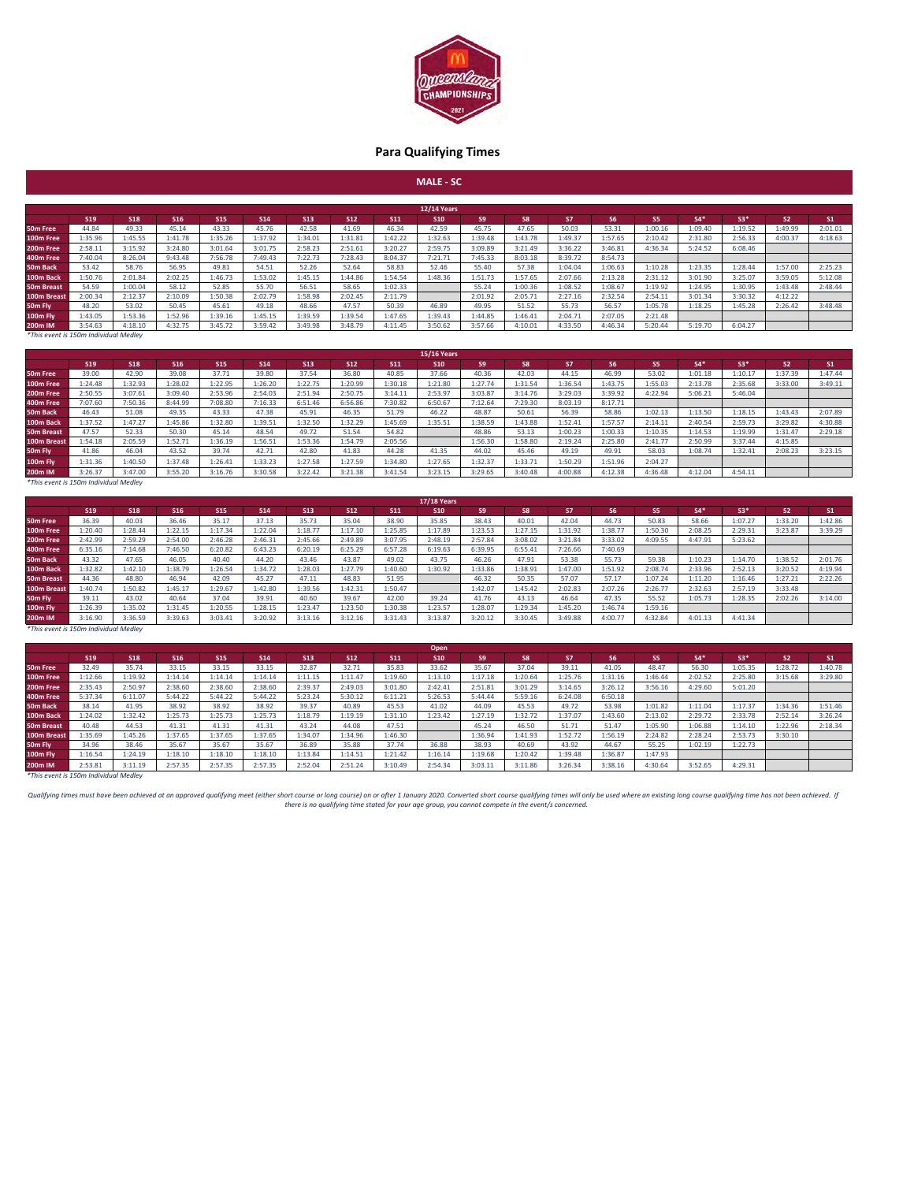# Para Qualifying Times

## MALE - SC

| 12/14 Years | S19 | S18 | S16 | S15 | S14 | S13 | S12 | S11 | S10 | S9 | S8 | S7 | S6 | S5 | S4* | S3* | S2 | S1 |
|---|---|---|---|---|---|---|---|---|---|---|---|---|---|---|---|---|---|---|
| 50m Free | 44.84 | 49.33 | 45.14 | 43.33 | 45.76 | 42.58 | 41.69 | 46.34 | 42.59 | 45.75 | 47.65 | 50.03 | 53.31 | 1:00.16 | 1:09.40 | 1:19.52 | 1:49.99 | 2:01.01 |
| 100m Free | 1:35.96 | 1:45.55 | 1:41.78 | 1:35.26 | 1:37.92 | 1:34.01 | 1:31.81 | 1:42.22 | 1:32.63 | 1:39.48 | 1:43.78 | 1:49.37 | 1:57.65 | 2:10.42 | 2:31.80 | 2:56.33 | 4:00.37 | 4:18.63 |
| 200m Free | 2:58.11 | 3:15.92 | 3:24.80 | 3:01.64 | 3:01.75 | 2:58.23 | 2:51.61 | 3:20.27 | 2:59.75 | 3:09.89 | 3:21.49 | 3:36.22 | 3:46.81 | 4:36.34 | 5:24.52 | 6:08.46 | | |
| 400m Free | 7:40.04 | 8:26.04 | 9:43.48 | 7:56.78 | 7:49.43 | 7:22.73 | 7:28.43 | 8:04.37 | 7:21.71 | 7:45.33 | 8:03.18 | 8:39.72 | 8:54.73 | | | | | |
| 50m Back | 53.42 | 58.76 | 56.95 | 49.81 | 54.51 | 52.26 | 52.64 | 58.83 | 52.46 | 55.40 | 57.38 | 1:04.04 | 1:06.63 | 1:10.28 | 1:23.35 | 1:28.44 | 1:57.00 | 2:25.23 |
| 100m Back | 1:50.76 | 2:01.84 | 2:02.25 | 1:46.73 | 1:53.02 | 1:45.15 | 1:44.86 | 1:54.54 | 1:48.36 | 1:51.73 | 1:57.65 | 2:07.66 | 2:13.28 | 2:31.12 | 3:01.90 | 3:25.07 | 3:59.05 | 5:12.08 |
| 50m Breast | 54.59 | 1:00.04 | 58.12 | 52.85 | 55.70 | 56.51 | 58.65 | 1:02.33 | | 55.24 | 1:00.36 | 1:08.52 | 1:08.67 | 1:19.92 | 1:24.95 | 1:30.95 | 1:43.48 | 2:48.44 |
| 100m Breast | 2:00.34 | 2:12.37 | 2:10.09 | 1:50.38 | 2:02.79 | 1:58.98 | 2:02.45 | 2:11.79 | | 2:01.92 | 2:05.71 | 2:27.16 | 2:32.54 | 2:54.11 | 3:01.34 | 3:30.32 | 4:12.22 | |
| 50m Fly | 48.20 | 53.02 | 50.45 | 45.61 | 49.18 | 48.66 | 47.57 | 50.39 | 46.89 | 49.95 | 51.52 | 55.73 | 56.57 | 1:05.78 | 1:18.25 | 1:45.28 | 2:26.42 | 3:48.48 |
| 100m Fly | 1:43.05 | 1:53.36 | 1:52.96 | 1:39.16 | 1:45.15 | 1:39.59 | 1:39.54 | 1:47.65 | 1:39.43 | 1:44.85 | 1:46.41 | 2:04.71 | 2:07.05 | 2:21.48 | | | | |
| 200m IM | 3:54.63 | 4:18.10 | 4:32.75 | 3:45.72 | 3:59.42 | 3:49.98 | 3:48.79 | 4:11.45 | 3:50.62 | 3:57.66 | 4:10.01 | 4:33.50 | 4:46.34 | 5:20.44 | 5:19.70 | 6:04.27 | | |

*This event is 150m Individual Medley*

| 15/16 Years | S19 | S18 | S16 | S15 | S14 | S13 | S12 | S11 | S10 | S9 | S8 | S7 | S6 | S5 | S4* | S3* | S2 | S1 |
|---|---|---|---|---|---|---|---|---|---|---|---|---|---|---|---|---|---|---|
| 50m Free | 39.00 | 42.90 | 39.08 | 37.71 | 39.80 | 37.54 | 36.80 | 40.85 | 37.66 | 40.36 | 42.03 | 44.15 | 46.99 | 53.02 | 1:01.18 | 1:10.17 | 1:37.39 | 1:47.44 |
| 100m Free | 1:24.48 | 1:32.93 | 1:28.02 | 1:22.95 | 1:26.20 | 1:22.75 | 1:20.99 | 1:30.18 | 1:21.80 | 1:27.74 | 1:31.54 | 1:36.54 | 1:43.75 | 1:55.03 | 2:13.78 | 2:35.68 | 3:33.00 | 3:49.11 |
| 200m Free | 2:50.55 | 3:07.61 | 3:09.40 | 2:53.96 | 2:54.03 | 2:51.94 | 2:50.75 | 3:14.11 | 2:53.97 | 3:03.87 | 3:14.76 | 3:29.03 | 3:39.92 | 4:22.94 | 5:06.21 | 5:46.04 | | |
| 400m Free | 7:07.60 | 7:50.36 | 8:44.99 | 7:08.80 | 7:16.33 | 6:51.46 | 6:56.86 | 7:30.82 | 6:50.67 | 7:12.64 | 7:29.30 | 8:03.19 | 8:17.71 | | | | | |
| 50m Back | 46.43 | 51.08 | 49.35 | 43.33 | 47.38 | 45.91 | 46.35 | 51.79 | 46.22 | 48.87 | 50.61 | 56.39 | 58.86 | 1:02.13 | 1:13.50 | 1:18.15 | 1:43.43 | 2:07.89 |
| 100m Back | 1:37.52 | 1:47.27 | 1:45.86 | 1:32.80 | 1:39.51 | 1:32.50 | 1:32.29 | 1:45.69 | 1:35.51 | 1:38.59 | 1:43.88 | 1:52.41 | 1:57.57 | 2:14.11 | 2:40.54 | 2:59.73 | 3:29.82 | 4:30.88 |
| 50m Breast | 47.57 | 52.33 | 50.30 | 45.14 | 48.54 | 49.72 | 51.54 | 54.82 | | 48.86 | 53.13 | 1:00.23 | 1:00.33 | 1:10.35 | 1:14.53 | 1:19.99 | 1:31.47 | 2:29.18 |
| 100m Breast | 1:54.18 | 2:05.59 | 1:52.71 | 1:36.19 | 1:56.51 | 1:53.36 | 1:54.79 | 2:05.56 | | 1:56.30 | 1:58.80 | 2:19.24 | 2:25.80 | 2:41.77 | 2:50.99 | 3:37.44 | 4:15.85 | |
| 50m Fly | 41.86 | 46.04 | 43.52 | 39.74 | 42.71 | 42.80 | 41.83 | 44.28 | 41.35 | 44.02 | 45.46 | 49.19 | 49.91 | 58.03 | 1:08.74 | 1:32.41 | 2:08.23 | 3:23.15 |
| 100m Fly | 1:31.36 | 1:40.50 | 1:37.48 | 1:26.41 | 1:33.23 | 1:27.58 | 1:27.59 | 1:34.80 | 1:27.65 | 1:32.37 | 1:33.71 | 1:50.29 | 1:51.96 | 2:04.27 | | | | |
| 200m IM | 3:26.37 | 3:47.00 | 3:55.20 | 3:16.76 | 3:30.58 | 3:22.42 | 3:21.38 | 3:41.54 | 3:23.15 | 3:29.65 | 3:40.48 | 4:00.88 | 4:12.38 | 4:36.48 | 4:12.04 | 4:54.11 | | |

*This event is 150m Individual Medley*

| 17/18 Years | S19 | S18 | S16 | S15 | S14 | S13 | S12 | S11 | S10 | S9 | S8 | S7 | S6 | S5 | S4* | S3* | S2 | S1 |
|---|---|---|---|---|---|---|---|---|---|---|---|---|---|---|---|---|---|---|
| 50m Free | 36.39 | 40.03 | 36.46 | 35.17 | 37.13 | 35.73 | 35.04 | 38.90 | 35.85 | 38.43 | 40.01 | 42.04 | 44.73 | 50.83 | 58.66 | 1:07.27 | 1:33.20 | 1:42.86 |
| 100m Free | 1:20.40 | 1:28.44 | 1:22.15 | 1:17.34 | 1:22.04 | 1:18.77 | 1:17.10 | 1:25.85 | 1:17.89 | 1:23.53 | 1:27.15 | 1:31.92 | 1:38.77 | 1:50.30 | 2:08.25 | 2:29.31 | 3:23.87 | 3:39.29 |
| 200m Free | 2:42.99 | 2:59.29 | 2:54.00 | 2:46.28 | 2:46.31 | 2:45.66 | 2:49.89 | 3:07.95 | 2:48.19 | 2:57.84 | 3:08.02 | 3:21.84 | 3:33.02 | 4:09.55 | 4:47.91 | 5:23.62 | | |
| 400m Free | 6:35.16 | 7:14.68 | 7:46.50 | 6:20.82 | 6:43.23 | 6:20.19 | 6:25.29 | 6:57.28 | 6:19.63 | 6:39.95 | 6:55.41 | 7:26.66 | 7:40.69 | | | | | |
| 50m Back | 43.32 | 47.65 | 46.05 | 40.40 | 44.20 | 43.46 | 43.87 | 49.02 | 43.75 | 46.26 | 47.91 | 53.38 | 55.73 | 59.38 | 1:10.23 | 1:14.70 | 1:38.52 | 2:01.76 |
| 100m Back | 1:32.82 | 1:42.10 | 1:38.79 | 1:26.54 | 1:34.72 | 1:28.03 | 1:27.79 | 1:40.60 | 1:30.92 | 1:33.86 | 1:38.91 | 1:47.00 | 1:51.92 | 2:08.74 | 2:33.96 | 2:52.13 | 3:20.52 | 4:19.94 |
| 50m Breast | 44.36 | 48.80 | 46.94 | 42.09 | 45.27 | 47.11 | 48.83 | 51.95 | | 46.32 | 50.35 | 57.07 | 57.17 | 1:07.24 | 1:11.20 | 1:16.46 | 1:27.21 | 2:22.26 |
| 100m Breast | 1:40.74 | 1:50.82 | 1:45.17 | 1:29.67 | 1:42.80 | 1:39.56 | 1:42.31 | 1:50.47 | | 1:42.07 | 1:45.42 | 2:02.83 | 2:07.26 | 2:26.77 | 2:32.63 | 2:57.19 | 3:33.48 | |
| 50m Fly | 39.11 | 43.02 | 40.64 | 37.04 | 39.91 | 40.60 | 39.67 | 42.00 | 39.24 | 41.76 | 43.13 | 46.64 | 47.35 | 55.52 | 1:05.73 | 1:28.35 | 2:02.26 | 3:14.00 |
| 100m Fly | 1:26.39 | 1:35.02 | 1:31.45 | 1:20.55 | 1:28.15 | 1:23.47 | 1:23.50 | 1:30.38 | 1:23.57 | 1:28.07 | 1:29.34 | 1:45.20 | 1:46.74 | 1:59.16 | | | | |
| 200m IM | 3:16.90 | 3:36.59 | 3:39.63 | 3:03.41 | 3:20.92 | 3:13.16 | 3:12.16 | 3:31.43 | 3:13.87 | 3:20.12 | 3:30.45 | 3:49.88 | 4:00.77 | 4:32.84 | 4:01.13 | 4:41.34 | | |

*This event is 150m Individual Medley*

| Open | S19 | S18 | S16 | S15 | S14 | S13 | S12 | S11 | S10 | S9 | S8 | S7 | S6 | S5 | S4* | S3* | S2 | S1 |
|---|---|---|---|---|---|---|---|---|---|---|---|---|---|---|---|---|---|---|
| 50m Free | 32.49 | 35.74 | 33.15 | 33.15 | 33.15 | 32.87 | 32.71 | 35.83 | 33.62 | 35.67 | 37.04 | 39.11 | 41.05 | 48.47 | 56.30 | 1:05.35 | 1:28.72 | 1:40.78 |
| 100m Free | 1:12.66 | 1:19.92 | 1:14.14 | 1:14.14 | 1:14.14 | 1:11.15 | 1:11.47 | 1:19.60 | 1:13.10 | 1:17.18 | 1:20.64 | 1:25.76 | 1:31.16 | 1:46.44 | 2:02.52 | 2:25.80 | 3:15.68 | 3:29.80 |
| 200m Free | 2:35.43 | 2:50.97 | 2:38.60 | 2:38.60 | 2:38.60 | 2:39.37 | 2:49.03 | 3:01.80 | 2:42.41 | 2:51.81 | 3:01.29 | 3:14.65 | 3:26.12 | 3:56.16 | 4:29.60 | 5:01.20 | | |
| 400m Free | 5:37.34 | 6:11.07 | 5:44.22 | 5:44.22 | 5:44.22 | 5:23.24 | 5:30.12 | 6:11.21 | 5:26.53 | 5:44.44 | 5:59.16 | 6:24.08 | 6:50.18 | | | | | |
| 50m Back | 38.14 | 41.95 | 38.92 | 38.92 | 38.92 | 39.37 | 40.89 | 45.53 | 41.02 | 44.09 | 45.53 | 49.72 | 53.98 | 1:01.82 | 1:11.04 | 1:17.37 | 1:34.36 | 1:51.46 |
| 100m Back | 1:24.02 | 1:32.42 | 1:25.73 | 1:25.73 | 1:25.73 | 1:18.79 | 1:19.19 | 1:31.10 | 1:23.42 | 1:27.19 | 1:32.72 | 1:37.07 | 1:43.60 | 2:13.02 | 2:29.72 | 2:33.78 | 2:52.14 | 3:26.24 |
| 50m Breast | 40.48 | 44.53 | 41.31 | 41.31 | 41.31 | 43.24 | 44.08 | 47.51 | | 45.24 | 46.50 | 51.71 | 51.47 | 1:05.90 | 1:06.88 | 1:14.10 | 1:22.96 | 2:18.34 |
| 100m Breast | 1:35.69 | 1:45.26 | 1:37.65 | 1:37.65 | 1:37.65 | 1:34.07 | 1:34.96 | 1:46.30 | | 1:36.94 | 1:41.93 | 1:52.72 | 1:56.19 | 2:24.82 | 2:28.24 | 2:53.73 | 3:30.10 | |
| 50m Fly | 34.96 | 38.46 | 35.67 | 35.67 | 35.67 | 36.89 | 35.88 | 37.74 | 36.88 | 38.93 | 40.69 | 43.92 | 44.67 | 55.25 | 1:02.19 | 1:22.73 | | |
| 100m Fly | 1:16.54 | 1:24.19 | 1:18.10 | 1:18.10 | 1:18.10 | 1:13.84 | 1:14.51 | 1:21.42 | 1:16.14 | 1:19.68 | 1:20.42 | 1:39.48 | 1:36.87 | 1:47.93 | | | | |
| 200m IM | 2:53.81 | 3:11.19 | 2:57.35 | 2:57.35 | 2:57.35 | 2:52.04 | 2:51.24 | 3:10.49 | 2:54.34 | 3:03.11 | 3:11.86 | 3:26.34 | 3:38.16 | 4:30.64 | 3:52.65 | 4:29.31 | | |

*This event is 150m Individual Medley*

*Qualifying times must have been achieved at an approved qualifying meet (either short course or long course) on or after 1 January 2020. Converted short course qualifying times will only be used where an existing long course qualifying time has not been achieved. If there is no qualifying time stated for your age group, you cannot compete in the event/s concerned.*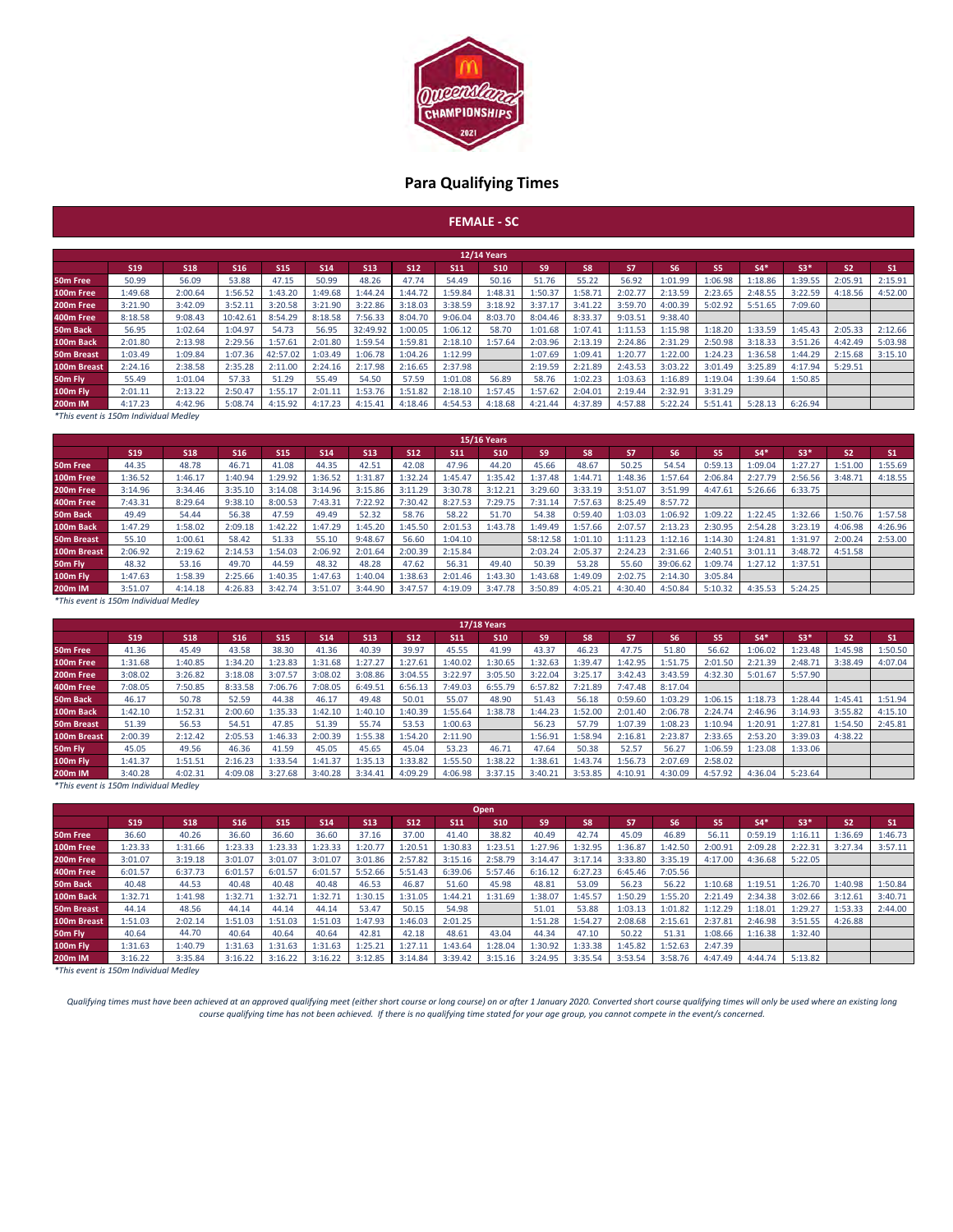# Para Qualifying Times

## FEMALE - SC

| 12/14 Years | | | | | | | | | | | | | | | | | | |
|---|---|---|---|---|---|---|---|---|---|---|---|---|---|---|---|---|---|---|
| | S19 | S18 | S16 | S15 | S14 | S13 | S12 | S11 | S10 | S9 | S8 | S7 | S6 | S5 | S4* | S3* | S2 | S1 |
| 50m Free | 50.99 | 56.09 | 53.88 | 47.15 | 50.99 | 48.26 | 47.74 | 54.49 | 50.16 | 51.76 | 55.22 | 56.92 | 1:01.99 | 1:06.98 | 1:18.86 | 1:39.55 | 2:05.91 | 2:15.91 |
| 100m Free | 1:49.68 | 2:00.64 | 1:56.52 | 1:43.20 | 1:49.68 | 1:44.24 | 1:44.72 | 1:59.84 | 1:48.31 | 1:50.37 | 1:58.71 | 2:02.77 | 2:13.59 | 2:23.65 | 2:48.55 | 3:22.59 | 4:18.56 | 4:52.00 |
| 200m Free | 3:21.90 | 3:42.09 | 3:52.11 | 3:20.58 | 3:21.90 | 3:22.86 | 3:18.03 | 3:38.59 | 3:18.92 | 3:37.17 | 3:41.22 | 3:59.70 | 4:00.39 | 5:02.92 | 5:51.65 | 7:09.60 | | |
| 400m Free | 8:18.58 | 9:08.43 | 10:42.61 | 8:54.29 | 8:18.58 | 7:56.33 | 8:04.70 | 9:06.04 | 8:03.70 | 8:04.46 | 8:33.37 | 9:03.51 | 9:38.40 | | | | | |
| 50m Back | 56.95 | 1:02.64 | 1:04.97 | 54.73 | 56.95 | 32:49.92 | 1:00.05 | 1:06.12 | 58.70 | 1:01.68 | 1:07.41 | 1:11.53 | 1:15.98 | 1:18.20 | 1:33.59 | 1:45.43 | 2:05.33 | 2:12.66 |
| 100m Back | 2:01.80 | 2:13.98 | 2:29.56 | 1:57.61 | 2:01.80 | 1:59.54 | 1:59.81 | 2:18.10 | 1:57.64 | 2:03.96 | 2:13.19 | 2:24.86 | 2:31.29 | 2:50.98 | 3:18.33 | 3:51.26 | 4:42.49 | 5:03.98 |
| 50m Breast | 1:03.49 | 1:09.84 | 1:07.36 | 42:57.02 | 1:03.49 | 1:06.78 | 1:04.26 | 1:12.99 | | 1:07.69 | 1:09.41 | 1:20.77 | 1:22.00 | 1:24.23 | 1:36.58 | 1:44.29 | 2:15.68 | 3:15.10 |
| 100m Breast | 2:24.16 | 2:38.58 | 2:35.28 | 2:11.00 | 2:24.16 | 2:17.98 | 2:16.65 | 2:37.98 | | 2:19.59 | 2:21.89 | 2:43.53 | 3:03.22 | 3:01.49 | 3:25.89 | 4:17.94 | 5:29.51 | |
| 50m Fly | 55.49 | 1:01.04 | 57.33 | 51.29 | 55.49 | 54.50 | 57.59 | 1:01.08 | 56.89 | 58.76 | 1:02.23 | 1:03.63 | 1:16.89 | 1:19.04 | 1:39.64 | 1:50.85 | | |
| 100m Fly | 2:01.11 | 2:13.22 | 2:50.47 | 1:55.17 | 2:01.11 | 1:53.76 | 1:51.82 | 2:18.10 | 1:57.45 | 1:57.62 | 2:04.01 | 2:19.44 | 2:32.91 | 3:31.29 | | | | |
| 200m IM | 4:17.23 | 4:42.96 | 5:08.74 | 4:15.92 | 4:17.23 | 4:15.41 | 4:18.46 | 4:54.53 | 4:18.68 | 4:21.44 | 4:37.89 | 4:57.88 | 5:22.24 | 5:51.41 | 5:28.13 | 6:26.94 | | |

*This event is 150m Individual Medley*

| 15/16 Years | | | | | | | | | | | | | | | | | | |
|---|---|---|---|---|---|---|---|---|---|---|---|---|---|---|---|---|---|---|
| | S19 | S18 | S16 | S15 | S14 | S13 | S12 | S11 | S10 | S9 | S8 | S7 | S6 | S5 | S4* | S3* | S2 | S1 |
| 50m Free | 44.35 | 48.78 | 46.71 | 41.08 | 44.35 | 42.51 | 42.08 | 47.96 | 44.20 | 45.66 | 48.67 | 50.25 | 54.54 | 0:59.13 | 1:09.04 | 1:27.27 | 1:51.00 | 1:55.69 |
| 100m Free | 1:36.52 | 1:46.17 | 1:40.94 | 1:29.92 | 1:36.52 | 1:31.87 | 1:32.24 | 1:45.47 | 1:35.42 | 1:37.48 | 1:44.71 | 1:48.36 | 1:57.64 | 2:06.84 | 2:27.79 | 2:56.56 | 3:48.71 | 4:18.55 |
| 200m Free | 3:14.96 | 3:34.46 | 3:35.10 | 3:14.08 | 3:14.96 | 3:15.86 | 3:11.29 | 3:30.78 | 3:12.21 | 3:29.60 | 3:33.19 | 3:51.07 | 3:51.99 | 4:47.61 | 5:26.66 | 6:33.75 | | |
| 400m Free | 7:43.31 | 8:29.64 | 9:38.10 | 8:00.53 | 7:43.31 | 7:22.92 | 7:30.42 | 8:27.53 | 7:29.75 | 7:31.14 | 7:57.63 | 8:25.49 | 8:57.72 | | | | | |
| 50m Back | 49.49 | 54.44 | 56.38 | 47.59 | 49.49 | 52.32 | 58.76 | 58.22 | 51.70 | 54.38 | 0:59.40 | 1:03.03 | 1:06.92 | 1:09.22 | 1:22.45 | 1:32.66 | 1:50.76 | 1:57.58 |
| 100m Back | 1:47.29 | 1:58.02 | 2:09.18 | 1:42.22 | 1:47.29 | 1:45.20 | 1:45.50 | 2:01.53 | 1:43.78 | 1:49.49 | 1:57.66 | 2:07.57 | 2:13.23 | 2:30.95 | 2:54.28 | 3:23.19 | 4:06.98 | 4:26.96 |
| 50m Breast | 55.10 | 1:00.61 | 58.42 | 51.33 | 55.10 | 9:48.67 | 56.60 | 1:04.10 | | 58:12.58 | 1:01.10 | 1:11.23 | 1:12.16 | 1:14.30 | 1:24.81 | 1:31.97 | 2:00.24 | 2:53.00 |
| 100m Breast | 2:06.92 | 2:19.62 | 2:14.53 | 1:54.03 | 2:06.92 | 2:01.64 | 2:00.39 | 2:15.84 | | 2:03.24 | 2:05.37 | 2:24.23 | 2:31.66 | 2:40.51 | 3:01.11 | 3:48.72 | 4:51.58 | |
| 50m Fly | 48.32 | 53.16 | 49.70 | 44.59 | 48.32 | 48.28 | 47.62 | 56.31 | 49.40 | 50.39 | 53.28 | 55.60 | 39:06.62 | 1:09.74 | 1:27.12 | 1:37.51 | | |
| 100m Fly | 1:47.63 | 1:58.39 | 2:25.66 | 1:40.35 | 1:47.63 | 1:40.04 | 1:38.63 | 2:01.46 | 1:43.30 | 1:43.68 | 1:49.09 | 2:02.75 | 2:14.30 | 3:05.84 | | | | |
| 200m IM | 3:51.07 | 4:14.18 | 4:26.83 | 3:42.74 | 3:51.07 | 3:44.90 | 3:47.57 | 4:19.09 | 3:47.78 | 3:50.89 | 4:05.21 | 4:30.40 | 4:50.84 | 5:10.32 | 4:35.53 | 5:24.25 | | |

*This event is 150m Individual Medley*

| 17/18 Years | | | | | | | | | | | | | | | | | | |
|---|---|---|---|---|---|---|---|---|---|---|---|---|---|---|---|---|---|---|
| | S19 | S18 | S16 | S15 | S14 | S13 | S12 | S11 | S10 | S9 | S8 | S7 | S6 | S5 | S4* | S3* | S2 | S1 |
| 50m Free | 41.36 | 45.49 | 43.58 | 38.30 | 41.36 | 40.39 | 39.97 | 45.55 | 41.99 | 43.37 | 46.23 | 47.75 | 51.80 | 56.62 | 1:06.02 | 1:23.48 | 1:45.98 | 1:50.50 |
| 100m Free | 1:31.68 | 1:40.85 | 1:34.20 | 1:23.83 | 1:31.68 | 1:27.27 | 1:27.61 | 1:40.02 | 1:30.65 | 1:32.63 | 1:39.47 | 1:42.95 | 1:51.75 | 2:01.50 | 2:21.39 | 2:48.71 | 3:38.49 | 4:07.04 |
| 200m Free | 3:08.02 | 3:26.82 | 3:18.08 | 3:07.57 | 3:08.02 | 3:08.86 | 3:04.55 | 3:22.97 | 3:05.50 | 3:22.04 | 3:25.17 | 3:42.43 | 3:43.59 | 4:32.30 | 5:01.67 | 5:57.90 | | |
| 400m Free | 7:08.05 | 7:50.85 | 8:33.58 | 7:06.76 | 7:08.05 | 6:49.51 | 6:56.13 | 7:49.03 | 6:55.79 | 6:57.82 | 7:21.89 | 7:47.48 | 8:17.04 | | | | | |
| 50m Back | 46.17 | 50.78 | 52.59 | 44.38 | 46.17 | 49.48 | 50.01 | 55.07 | 48.90 | 51.43 | 56.18 | 0:59.60 | 1:03.29 | 1:06.15 | 1:18.73 | 1:28.44 | 1:45.41 | 1:51.94 |
| 100m Back | 1:42.10 | 1:52.31 | 2:00.60 | 1:35.33 | 1:42.10 | 1:40.10 | 1:40.39 | 1:55.64 | 1:38.78 | 1:44.23 | 1:52.00 | 2:01.40 | 2:06.78 | 2:24.74 | 2:46.96 | 3:14.93 | 3:55.82 | 4:15.10 |
| 50m Breast | 51.39 | 56.53 | 54.51 | 47.85 | 51.39 | 55.74 | 53.53 | 1:00.63 | | 56.23 | 57.79 | 1:07.39 | 1:08.23 | 1:10.94 | 1:20.91 | 1:27.81 | 1:54.50 | 2:45.81 |
| 100m Breast | 2:00.39 | 2:12.42 | 2:05.53 | 1:46.33 | 2:00.39 | 1:55.38 | 1:54.20 | 2:11.90 | | 1:56.91 | 1:58.94 | 2:16.81 | 2:23.87 | 2:33.65 | 2:53.20 | 3:39.03 | 4:38.22 | |
| 50m Fly | 45.05 | 49.56 | 46.36 | 41.59 | 45.05 | 45.65 | 45.04 | 53.23 | 46.71 | 47.64 | 50.38 | 52.57 | 56.27 | 1:06.59 | 1:23.08 | 1:33.06 | | |
| 100m Fly | 1:41.37 | 1:51.51 | 2:16.23 | 1:33.54 | 1:41.37 | 1:35.13 | 1:33.82 | 1:55.50 | 1:38.22 | 1:38.61 | 1:43.74 | 1:56.73 | 2:07.69 | 2:58.02 | | | | |
| 200m IM | 3:40.28 | 4:02.31 | 4:09.08 | 3:27.68 | 3:40.28 | 3:34.41 | 4:09.29 | 4:06.98 | 3:37.15 | 3:40.21 | 3:53.85 | 4:10.91 | 4:30.09 | 4:57.92 | 4:36.04 | 5:23.64 | | |

*This event is 150m Individual Medley*

| Open | | | | | | | | | | | | | | | | | | |
|---|---|---|---|---|---|---|---|---|---|---|---|---|---|---|---|---|---|---|
| | S19 | S18 | S16 | S15 | S14 | S13 | S12 | S11 | S10 | S9 | S8 | S7 | S6 | S5 | S4* | S3* | S2 | S1 |
| 50m Free | 36.60 | 40.26 | 36.60 | 36.60 | 36.60 | 37.16 | 37.00 | 41.40 | 38.82 | 40.49 | 42.74 | 45.09 | 46.89 | 56.11 | 0:59.19 | 1:16.11 | 1:36.69 | 1:46.73 |
| 100m Free | 1:23.33 | 1:31.66 | 1:23.33 | 1:23.33 | 1:23.33 | 1:20.77 | 1:20.51 | 1:30.83 | 1:23.51 | 1:27.96 | 1:32.95 | 1:36.87 | 1:42.50 | 2:00.91 | 2:09.28 | 2:22.31 | 3:27.34 | 3:57.11 |
| 200m Free | 3:01.07 | 3:19.18 | 3:01.07 | 3:01.07 | 3:01.07 | 3:01.86 | 2:57.82 | 3:15.16 | 2:58.79 | 3:14.47 | 3:17.14 | 3:33.80 | 3:35.19 | 4:17.00 | 4:36.68 | 5:22.05 | | |
| 400m Free | 6:01.57 | 6:37.73 | 6:01.57 | 6:01.57 | 6:01.57 | 5:52.66 | 5:51.43 | 6:39.06 | 5:57.46 | 6:16.12 | 6:27.23 | 6:45.46 | 7:05.56 | | | | | |
| 50m Back | 40.48 | 44.53 | 40.48 | 40.48 | 40.48 | 46.53 | 46.87 | 51.60 | 45.98 | 48.81 | 53.09 | 56.23 | 56.22 | 1:10.68 | 1:19.51 | 1:26.70 | 1:40.98 | 1:50.84 |
| 100m Back | 1:32.71 | 1:41.98 | 1:32.71 | 1:32.71 | 1:32.71 | 1:30.15 | 1:31.05 | 1:44.21 | 1:31.69 | 1:38.07 | 1:45.57 | 1:50.29 | 1:55.20 | 2:21.49 | 2:34.38 | 3:02.66 | 3:12.61 | 3:40.71 |
| 50m Breast | 44.14 | 48.56 | 44.14 | 44.14 | 44.14 | 53.47 | 50.15 | 54.98 | | 51.01 | 53.88 | 1:03.13 | 1:01.82 | 1:12.29 | 1:18.01 | 1:29.27 | 1:53.33 | 2:44.00 |
| 100m Breast | 1:51.03 | 2:02.14 | 1:51.03 | 1:51.03 | 1:51.03 | 1:47.93 | 1:46.03 | 2:01.25 | | 1:51.28 | 1:54.27 | 2:08.68 | 2:15.61 | 2:37.81 | 2:46.98 | 3:51.55 | 4:26.88 | |
| 50m Fly | 40.64 | 44.70 | 40.64 | 40.64 | 40.64 | 42.81 | 42.18 | 48.61 | 43.04 | 44.34 | 47.10 | 50.22 | 51.31 | 1:08.66 | 1:16.38 | 1:32.40 | | |
| 100m Fly | 1:31.63 | 1:40.79 | 1:31.63 | 1:31.63 | 1:31.63 | 1:25.21 | 1:27.11 | 1:43.64 | 1:28.04 | 1:30.92 | 1:33.38 | 1:45.82 | 1:52.63 | 2:47.39 | | | | |
| 200m IM | 3:16.22 | 3:35.84 | 3:16.22 | 3:16.22 | 3:16.22 | 3:12.85 | 3:14.84 | 3:39.42 | 3:15.16 | 3:24.95 | 3:35.54 | 3:53.54 | 3:58.76 | 4:47.49 | 4:44.74 | 5:13.82 | | |

*This event is 150m Individual Medley*

*Qualifying times must have been achieved at an approved qualifying meet (either short course or long course) on or after 1 January 2020. Converted short course qualifying times will only be used where an existing long course qualifying time has not been achieved. If there is no qualifying time stated for your age group, you cannot compete in the event/s concerned.*